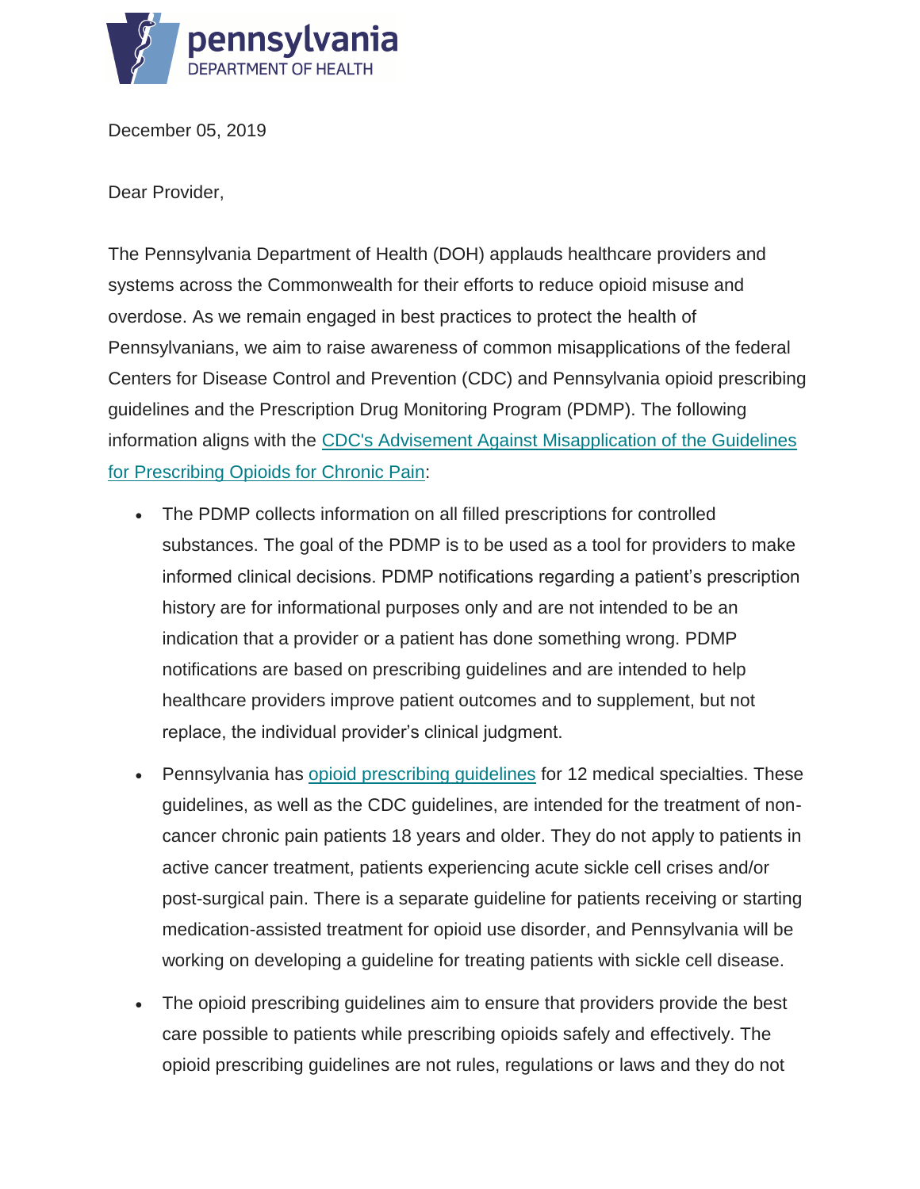pennsylvania
DEPARTMENT OF HEALTH

December 05, 2019

Dear Provider,

The Pennsylvania Department of Health (DOH) applauds healthcare providers and systems across the Commonwealth for their efforts to reduce opioid misuse and overdose. As we remain engaged in best practices to protect the health of Pennsylvanians, we aim to raise awareness of common misapplications of the federal Centers for Disease Control and Prevention (CDC) and Pennsylvania opioid prescribing guidelines and the Prescription Drug Monitoring Program (PDMP). The following information aligns with the CDC's Advisement Against Misapplication of the Guidelines for Prescribing Opioids for Chronic Pain:

- The PDMP collects information on all filled prescriptions for controlled substances. The goal of the PDMP is to be used as a tool for providers to make informed clinical decisions. PDMP notifications regarding a patient's prescription history are for informational purposes only and are not intended to be an indication that a provider or a patient has done something wrong. PDMP notifications are based on prescribing guidelines and are intended to help healthcare providers improve patient outcomes and to supplement, but not replace, the individual provider's clinical judgment.
- Pennsylvania has opioid prescribing guidelines for 12 medical specialties. These guidelines, as well as the CDC guidelines, are intended for the treatment of non-cancer chronic pain patients 18 years and older. They do not apply to patients in active cancer treatment, patients experiencing acute sickle cell crises and/or post-surgical pain. There is a separate guideline for patients receiving or starting medication-assisted treatment for opioid use disorder, and Pennsylvania will be working on developing a guideline for treating patients with sickle cell disease.
- The opioid prescribing guidelines aim to ensure that providers provide the best care possible to patients while prescribing opioids safely and effectively. The opioid prescribing guidelines are not rules, regulations or laws and they do not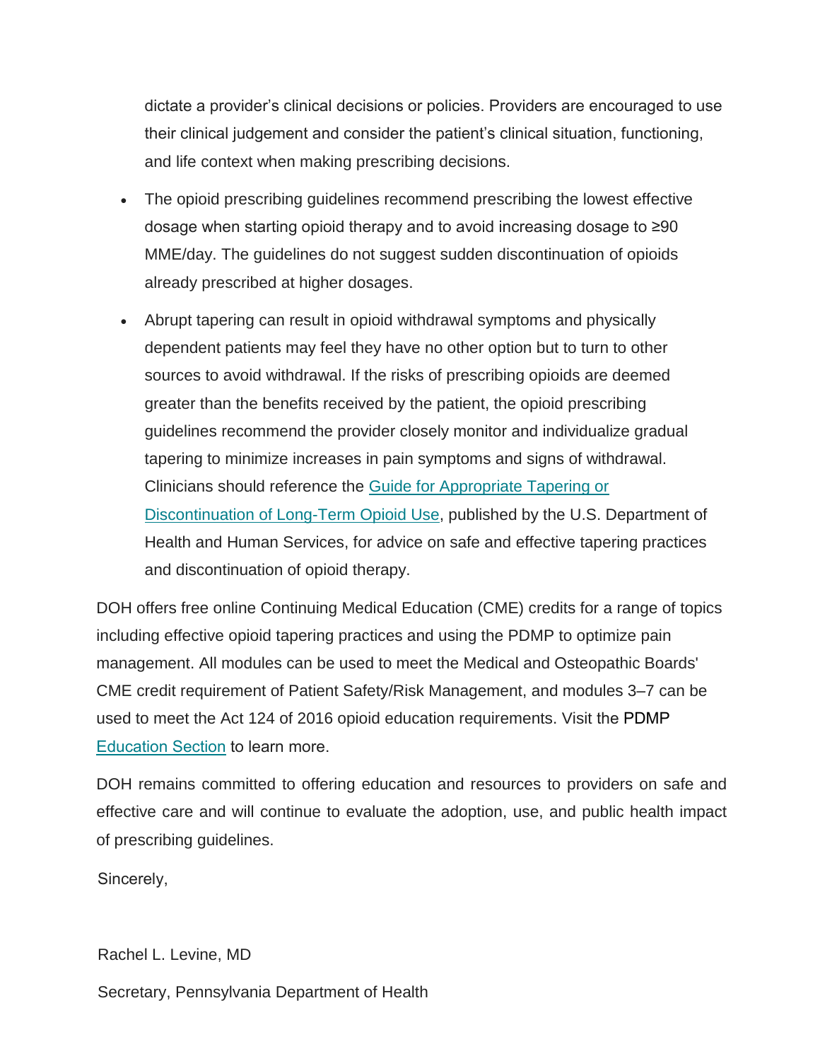dictate a provider's clinical decisions or policies. Providers are encouraged to use their clinical judgement and consider the patient's clinical situation, functioning, and life context when making prescribing decisions.

- The opioid prescribing guidelines recommend prescribing the lowest effective dosage when starting opioid therapy and to avoid increasing dosage to ≥90 MME/day. The guidelines do not suggest sudden discontinuation of opioids already prescribed at higher dosages.
- Abrupt tapering can result in opioid withdrawal symptoms and physically dependent patients may feel they have no other option but to turn to other sources to avoid withdrawal. If the risks of prescribing opioids are deemed greater than the benefits received by the patient, the opioid prescribing guidelines recommend the provider closely monitor and individualize gradual tapering to minimize increases in pain symptoms and signs of withdrawal. Clinicians should reference the Guide for Appropriate Tapering or Discontinuation of Long-Term Opioid Use, published by the U.S. Department of Health and Human Services, for advice on safe and effective tapering practices and discontinuation of opioid therapy.

DOH offers free online Continuing Medical Education (CME) credits for a range of topics including effective opioid tapering practices and using the PDMP to optimize pain management. All modules can be used to meet the Medical and Osteopathic Boards' CME credit requirement of Patient Safety/Risk Management, and modules 3–7 can be used to meet the Act 124 of 2016 opioid education requirements. Visit the PDMP Education Section to learn more.

DOH remains committed to offering education and resources to providers on safe and effective care and will continue to evaluate the adoption, use, and public health impact of prescribing guidelines.

Sincerely,

Rachel L. Levine, MD

Secretary, Pennsylvania Department of Health